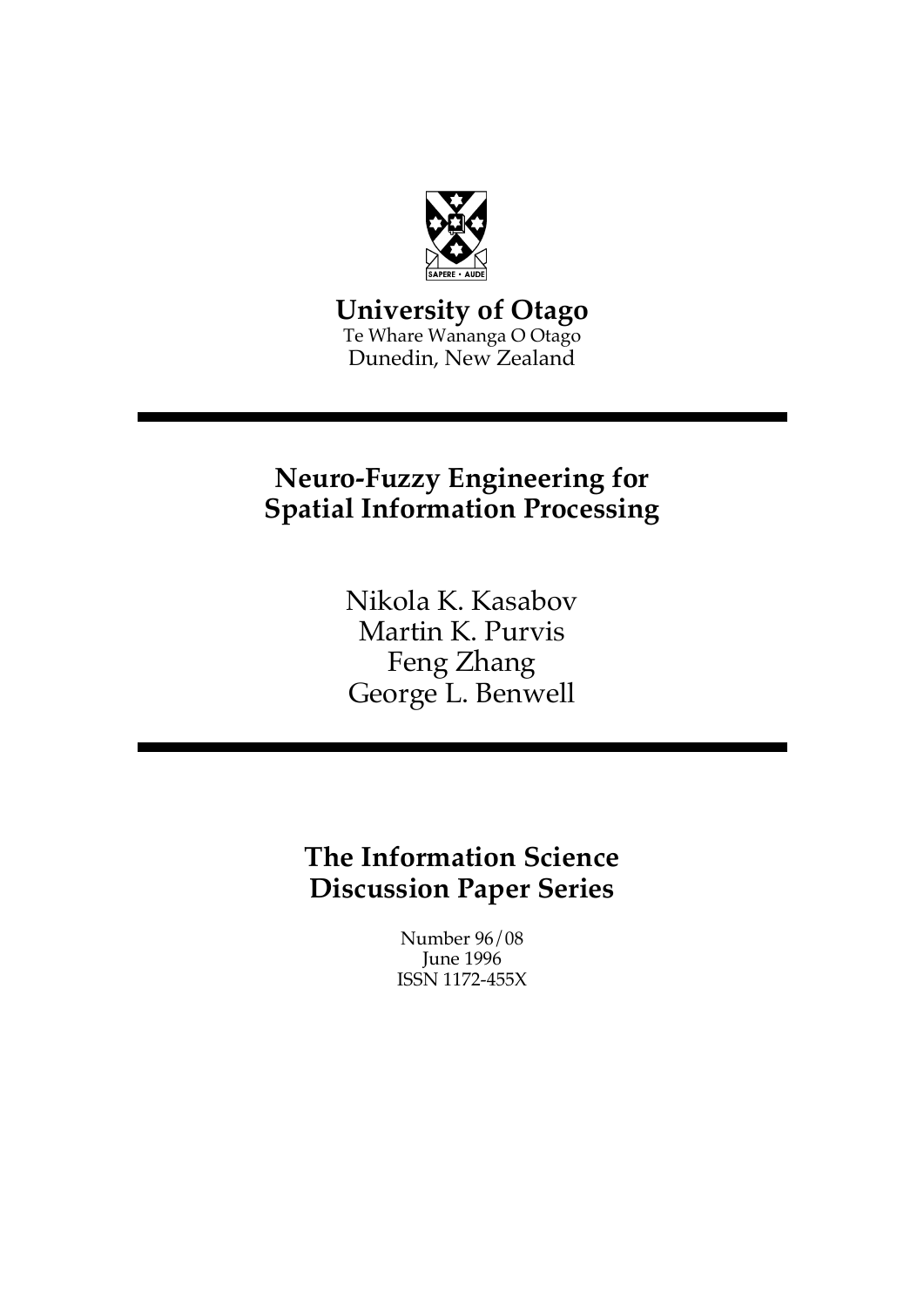SAPERE • AUDE

**University of Otago**
Te Whare Wananga O Otago
Dunedin, New Zealand

---

# Neuro-Fuzzy Engineering for Spatial Information Processing

Nikola K. Kasabov
Martin K. Purvis
Feng Zhang
George L. Benwell

---

## The Information Science Discussion Paper Series

Number 96/08
June 1996
ISSN 1172-455X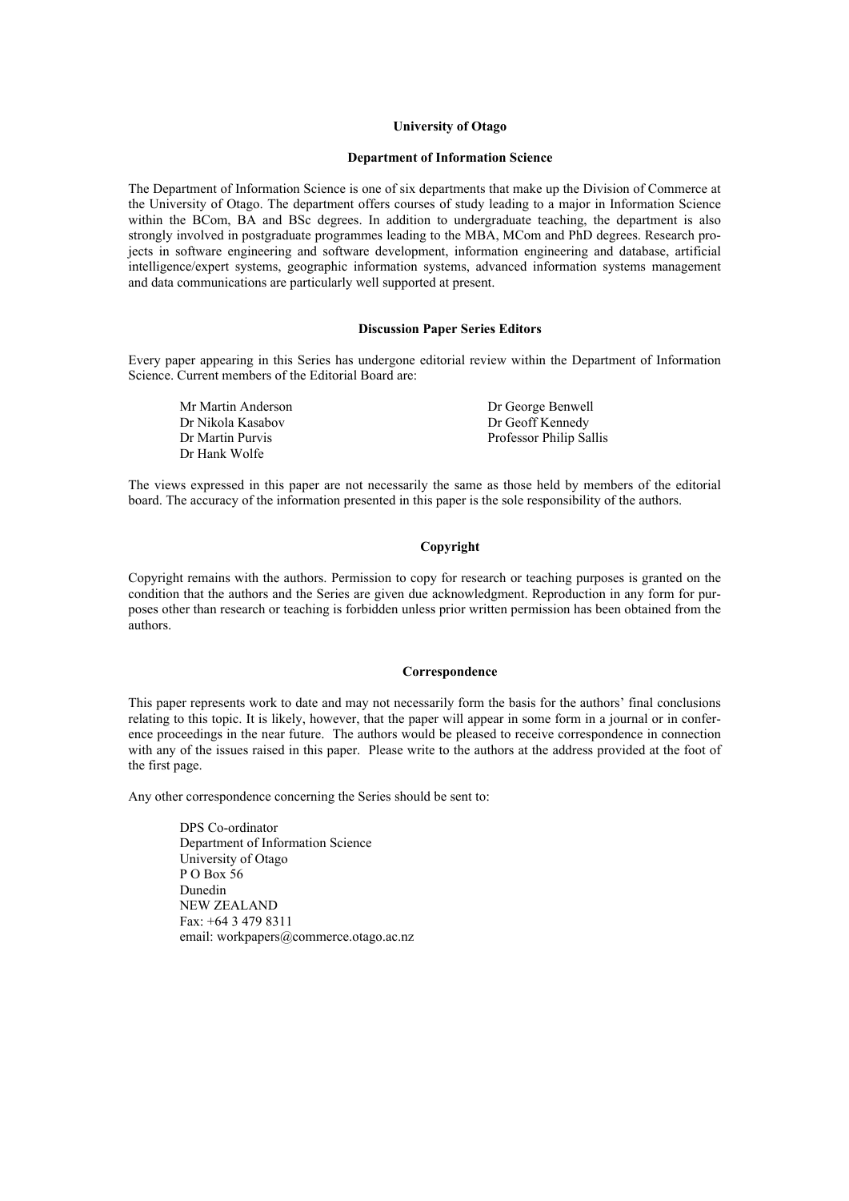**University of Otago**

**Department of Information Science**

The Department of Information Science is one of six departments that make up the Division of Commerce at the University of Otago. The department offers courses of study leading to a major in Information Science within the BCom, BA and BSc degrees. In addition to undergraduate teaching, the department is also strongly involved in postgraduate programmes leading to the MBA, MCom and PhD degrees. Research projects in software engineering and software development, information engineering and database, artificial intelligence/expert systems, geographic information systems, advanced information systems management and data communications are particularly well supported at present.

**Discussion Paper Series Editors**

Every paper appearing in this Series has undergone editorial review within the Department of Information Science. Current members of the Editorial Board are:

Mr Martin Anderson
Dr Nikola Kasabov
Dr Martin Purvis
Dr Hank Wolfe
Dr George Benwell
Dr Geoff Kennedy
Professor Philip Sallis

The views expressed in this paper are not necessarily the same as those held by members of the editorial board. The accuracy of the information presented in this paper is the sole responsibility of the authors.

**Copyright**

Copyright remains with the authors. Permission to copy for research or teaching purposes is granted on the condition that the authors and the Series are given due acknowledgment. Reproduction in any form for purposes other than research or teaching is forbidden unless prior written permission has been obtained from the authors.

**Correspondence**

This paper represents work to date and may not necessarily form the basis for the authors' final conclusions relating to this topic. It is likely, however, that the paper will appear in some form in a journal or in conference proceedings in the near future. The authors would be pleased to receive correspondence in connection with any of the issues raised in this paper. Please write to the authors at the address provided at the foot of the first page.

Any other correspondence concerning the Series should be sent to:

DPS Co-ordinator
Department of Information Science
University of Otago
P O Box 56
Dunedin
NEW ZEALAND
Fax: +64 3 479 8311
email: workpapers@commerce.otago.ac.nz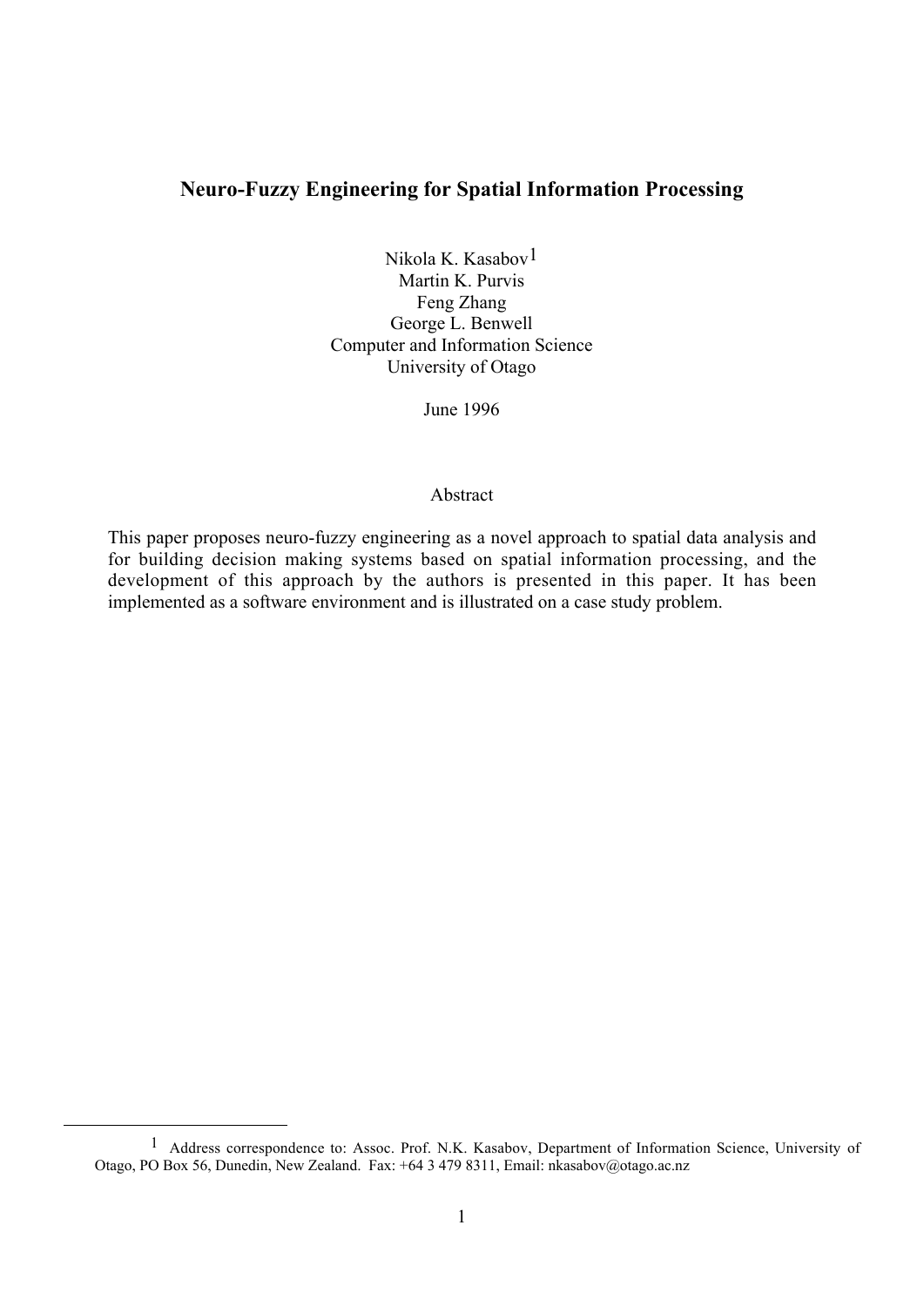# Neuro-Fuzzy Engineering for Spatial Information Processing

Nikola K. Kasabov[1]
Martin K. Purvis
Feng Zhang
George L. Benwell
Computer and Information Science
University of Otago

June 1996

## Abstract

This paper proposes neuro-fuzzy engineering as a novel approach to spatial data analysis and for building decision making systems based on spatial information processing, and the development of this approach by the authors is presented in this paper. It has been implemented as a software environment and is illustrated on a case study problem.

---

[1] Address correspondence to: Assoc. Prof. N.K. Kasabov, Department of Information Science, University of Otago, PO Box 56, Dunedin, New Zealand. Fax: +64 3 479 8311, Email: nkasabov@otago.ac.nz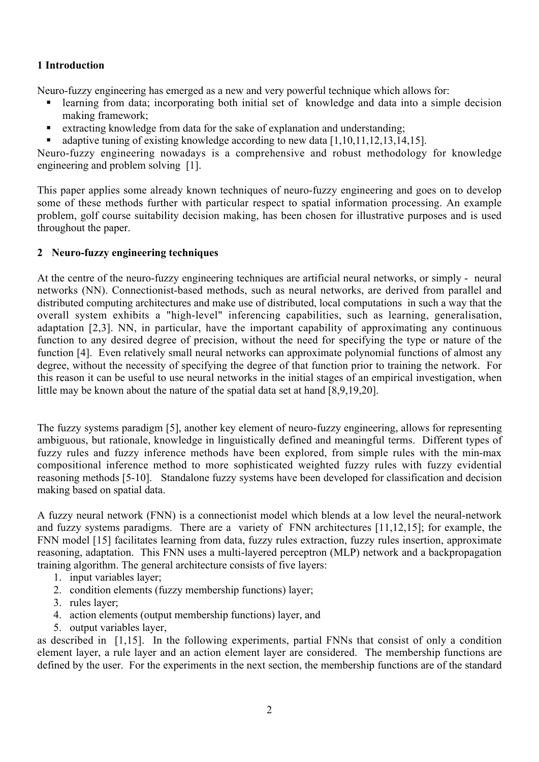## 1 Introduction

Neuro-fuzzy engineering has emerged as a new and very powerful technique which allows for:

- learning from data; incorporating both initial set of knowledge and data into a simple decision making framework;
- extracting knowledge from data for the sake of explanation and understanding;
- adaptive tuning of existing knowledge according to new data [1,10,11,12,13,14,15].

Neuro-fuzzy engineering nowadays is a comprehensive and robust methodology for knowledge engineering and problem solving [1].

This paper applies some already known techniques of neuro-fuzzy engineering and goes on to develop some of these methods further with particular respect to spatial information processing. An example problem, golf course suitability decision making, has been chosen for illustrative purposes and is used throughout the paper.

## 2 Neuro-fuzzy engineering techniques

At the centre of the neuro-fuzzy engineering techniques are artificial neural networks, or simply - neural networks (NN). Connectionist-based methods, such as neural networks, are derived from parallel and distributed computing architectures and make use of distributed, local computations in such a way that the overall system exhibits a "high-level" inferencing capabilities, such as learning, generalisation, adaptation [2,3]. NN, in particular, have the important capability of approximating any continuous function to any desired degree of precision, without the need for specifying the type or nature of the function [4]. Even relatively small neural networks can approximate polynomial functions of almost any degree, without the necessity of specifying the degree of that function prior to training the network. For this reason it can be useful to use neural networks in the initial stages of an empirical investigation, when little may be known about the nature of the spatial data set at hand [8,9,19,20].

The fuzzy systems paradigm [5], another key element of neuro-fuzzy engineering, allows for representing ambiguous, but rationale, knowledge in linguistically defined and meaningful terms. Different types of fuzzy rules and fuzzy inference methods have been explored, from simple rules with the min-max compositional inference method to more sophisticated weighted fuzzy rules with fuzzy evidential reasoning methods [5-10]. Standalone fuzzy systems have been developed for classification and decision making based on spatial data.

A fuzzy neural network (FNN) is a connectionist model which blends at a low level the neural-network and fuzzy systems paradigms. There are a variety of FNN architectures [11,12,15]; for example, the FNN model [15] facilitates learning from data, fuzzy rules extraction, fuzzy rules insertion, approximate reasoning, adaptation. This FNN uses a multi-layered perceptron (MLP) network and a backpropagation training algorithm. The general architecture consists of five layers:

1. input variables layer;
2. condition elements (fuzzy membership functions) layer;
3. rules layer;
4. action elements (output membership functions) layer, and
5. output variables layer,

as described in [1,15]. In the following experiments, partial FNNs that consist of only a condition element layer, a rule layer and an action element layer are considered. The membership functions are defined by the user. For the experiments in the next section, the membership functions are of the standard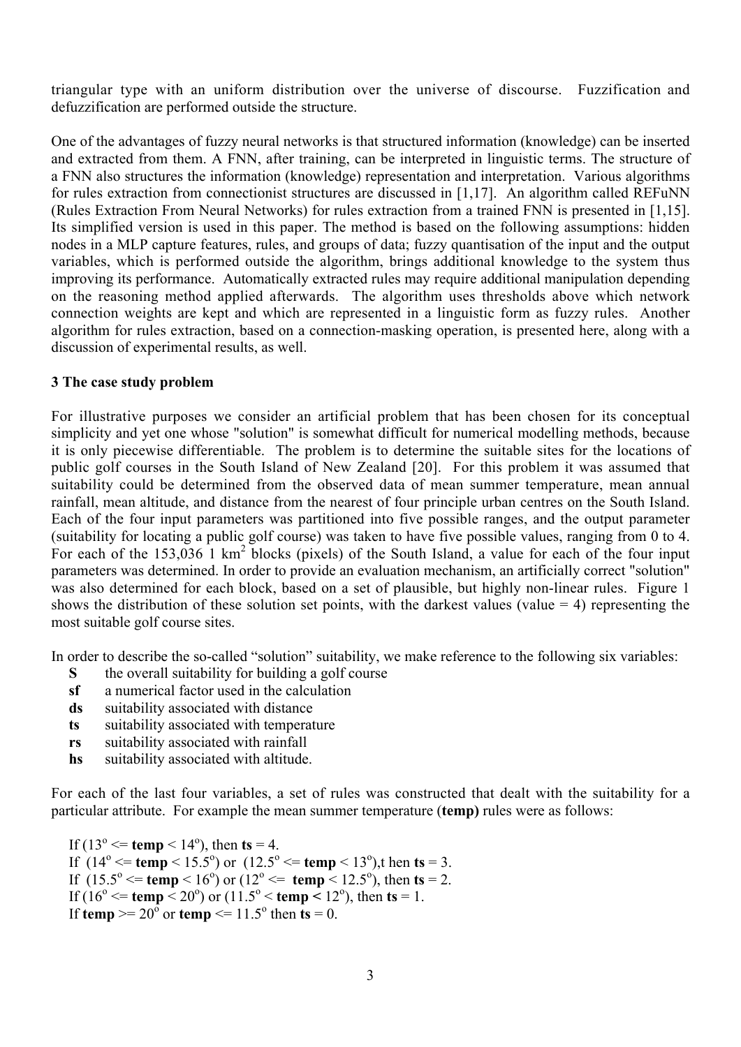triangular type with an uniform distribution over the universe of discourse. Fuzzification and defuzzification are performed outside the structure.

One of the advantages of fuzzy neural networks is that structured information (knowledge) can be inserted and extracted from them. A FNN, after training, can be interpreted in linguistic terms. The structure of a FNN also structures the information (knowledge) representation and interpretation. Various algorithms for rules extraction from connectionist structures are discussed in [1,17]. An algorithm called REFuNN (Rules Extraction From Neural Networks) for rules extraction from a trained FNN is presented in [1,15]. Its simplified version is used in this paper. The method is based on the following assumptions: hidden nodes in a MLP capture features, rules, and groups of data; fuzzy quantisation of the input and the output variables, which is performed outside the algorithm, brings additional knowledge to the system thus improving its performance. Automatically extracted rules may require additional manipulation depending on the reasoning method applied afterwards. The algorithm uses thresholds above which network connection weights are kept and which are represented in a linguistic form as fuzzy rules. Another algorithm for rules extraction, based on a connection-masking operation, is presented here, along with a discussion of experimental results, as well.

## 3 The case study problem

For illustrative purposes we consider an artificial problem that has been chosen for its conceptual simplicity and yet one whose "solution" is somewhat difficult for numerical modelling methods, because it is only piecewise differentiable. The problem is to determine the suitable sites for the locations of public golf courses in the South Island of New Zealand [20]. For this problem it was assumed that suitability could be determined from the observed data of mean summer temperature, mean annual rainfall, mean altitude, and distance from the nearest of four principle urban centres on the South Island. Each of the four input parameters was partitioned into five possible ranges, and the output parameter (suitability for locating a public golf course) was taken to have five possible values, ranging from 0 to 4. For each of the 153,036 1 km$^2$ blocks (pixels) of the South Island, a value for each of the four input parameters was determined. In order to provide an evaluation mechanism, an artificially correct "solution" was also determined for each block, based on a set of plausible, but highly non-linear rules. Figure 1 shows the distribution of these solution set points, with the darkest values (value = 4) representing the most suitable golf course sites.

In order to describe the so-called "solution" suitability, we make reference to the following six variables:

- **S** the overall suitability for building a golf course
- **sf** a numerical factor used in the calculation
- **ds** suitability associated with distance
- **ts** suitability associated with temperature
- **rs** suitability associated with rainfall
- **hs** suitability associated with altitude.

For each of the last four variables, a set of rules was constructed that dealt with the suitability for a particular attribute. For example the mean summer temperature (**temp)** rules were as follows:

If ($13^o <=$ **temp** $< 14^o$), then **ts** = 4.
If ($14^o <=$ **temp** $< 15.5^o$) or ($12.5^o <=$ **temp** $< 13^o$),t hen **ts** = 3.
If ($15.5^o <=$ **temp** $< 16^o$) or ($12^o <=$ **temp** $< 12.5^o$), then **ts** = 2.
If ($16^o <=$ **temp** $< 20^o$) or ($11.5^o <$ **temp** $< 12^o$), then **ts** = 1.
If **temp** $>= 20^o$ or **temp** $<= 11.5^o$ then **ts** = 0.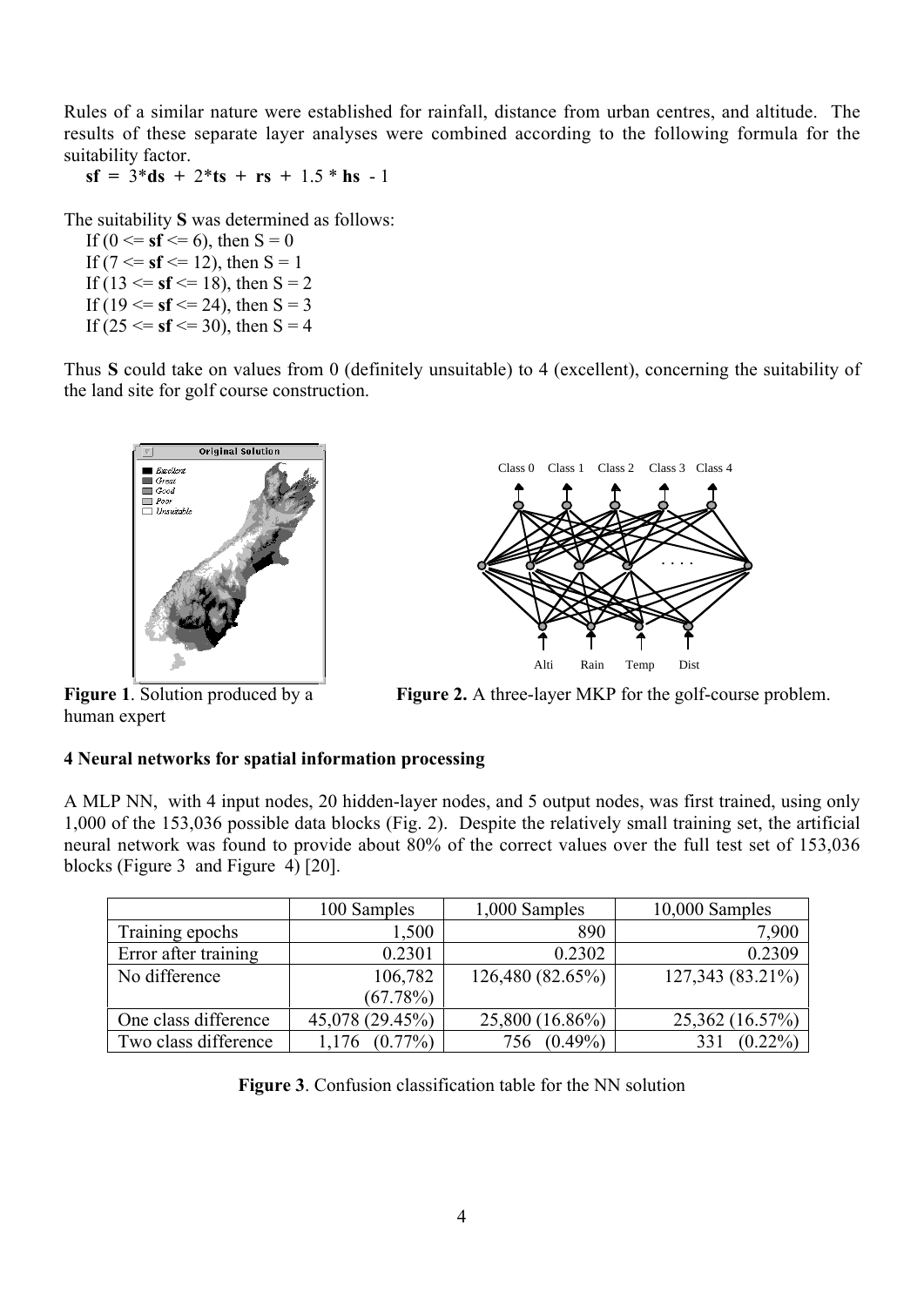Rules of a similar nature were established for rainfall, distance from urban centres, and altitude. The results of these separate layer analyses were combined according to the following formula for the suitability factor.

$$\mathbf{sf} = 3*\mathbf{ds} + 2*\mathbf{ts} + \mathbf{rs} + 1.5*\mathbf{hs} - 1$$

The suitability **S** was determined as follows:

If (0 <= **sf** <= 6), then S = 0
If (7 <= **sf** <= 12), then S = 1
If (13 <= **sf** <= 18), then S = 2
If (19 <= **sf** <= 24), then S = 3
If (25 <= **sf** <= 30), then S = 4

Thus **S** could take on values from 0 (definitely unsuitable) to 4 (excellent), concerning the suitability of the land site for golf course construction.

**Figure 1**. Solution produced by a human expert

**Figure 2.** A three-layer MKP for the golf-course problem.

## 4 Neural networks for spatial information processing

A MLP NN, with 4 input nodes, 20 hidden-layer nodes, and 5 output nodes, was first trained, using only 1,000 of the 153,036 possible data blocks (Fig. 2). Despite the relatively small training set, the artificial neural network was found to provide about 80% of the correct values over the full test set of 153,036 blocks (Figure 3 and Figure 4) [20].

| | 100 Samples | 1,000 Samples | 10,000 Samples |
|---|---|---|---|
| Training epochs | 1,500 | 890 | 7,900 |
| Error after training | 0.2301 | 0.2302 | 0.2309 |
| No difference | 106,782 (67.78%) | 126,480 (82.65%) | 127,343 (83.21%) |
| One class difference | 45,078 (29.45%) | 25,800 (16.86%) | 25,362 (16.57%) |
| Two class difference | 1,176 (0.77%) | 756 (0.49%) | 331 (0.22%) |

**Figure 3**. Confusion classification table for the NN solution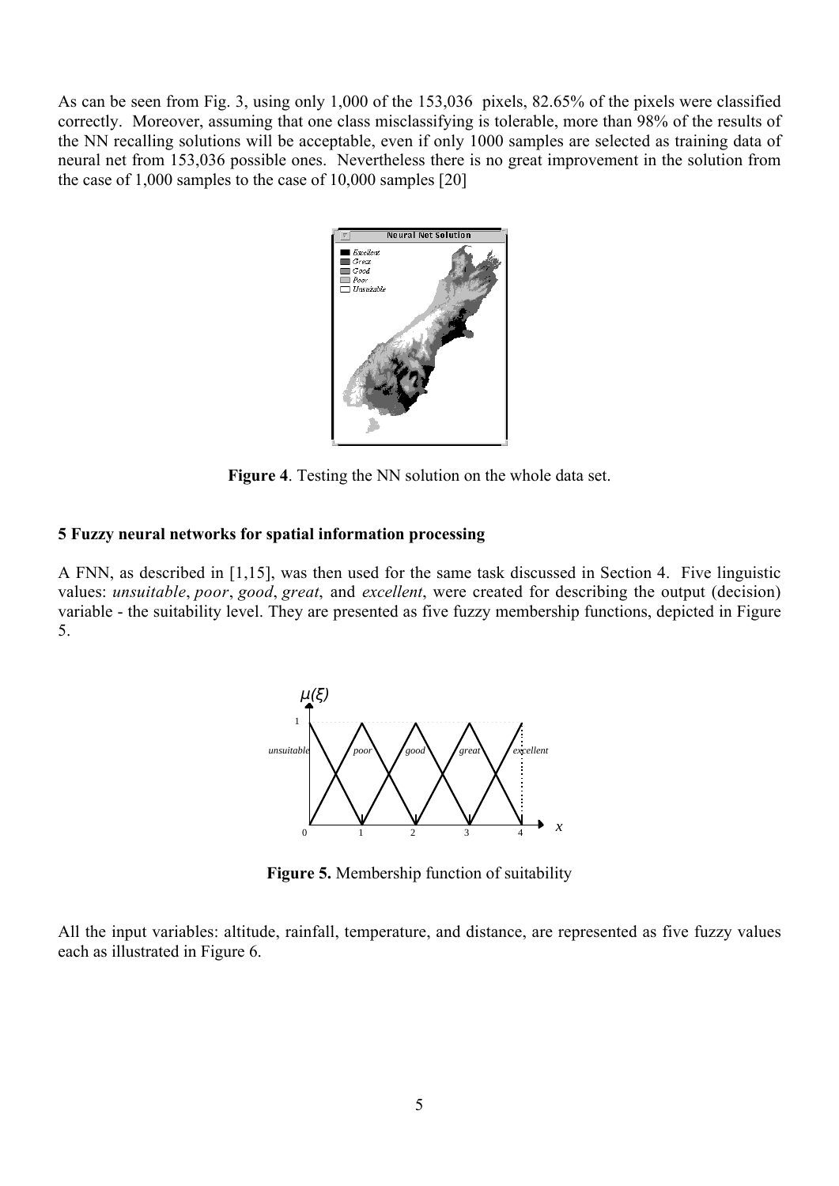As can be seen from Fig. 3, using only 1,000 of the 153,036 pixels, 82.65% of the pixels were classified correctly. Moreover, assuming that one class misclassifying is tolerable, more than 98% of the results of the NN recalling solutions will be acceptable, even if only 1000 samples are selected as training data of neural net from 153,036 possible ones. Nevertheless there is no great improvement in the solution from the case of 1,000 samples to the case of 10,000 samples [20]

**Figure 4**. Testing the NN solution on the whole data set.

**5 Fuzzy neural networks for spatial information processing**

A FNN, as described in [1,15], was then used for the same task discussed in Section 4. Five linguistic values: *unsuitable*, *poor*, *good*, *great*, and *excellent*, were created for describing the output (decision) variable - the suitability level. They are presented as five fuzzy membership functions, depicted in Figure 5.

**Figure 5.** Membership function of suitability

All the input variables: altitude, rainfall, temperature, and distance, are represented as five fuzzy values each as illustrated in Figure 6.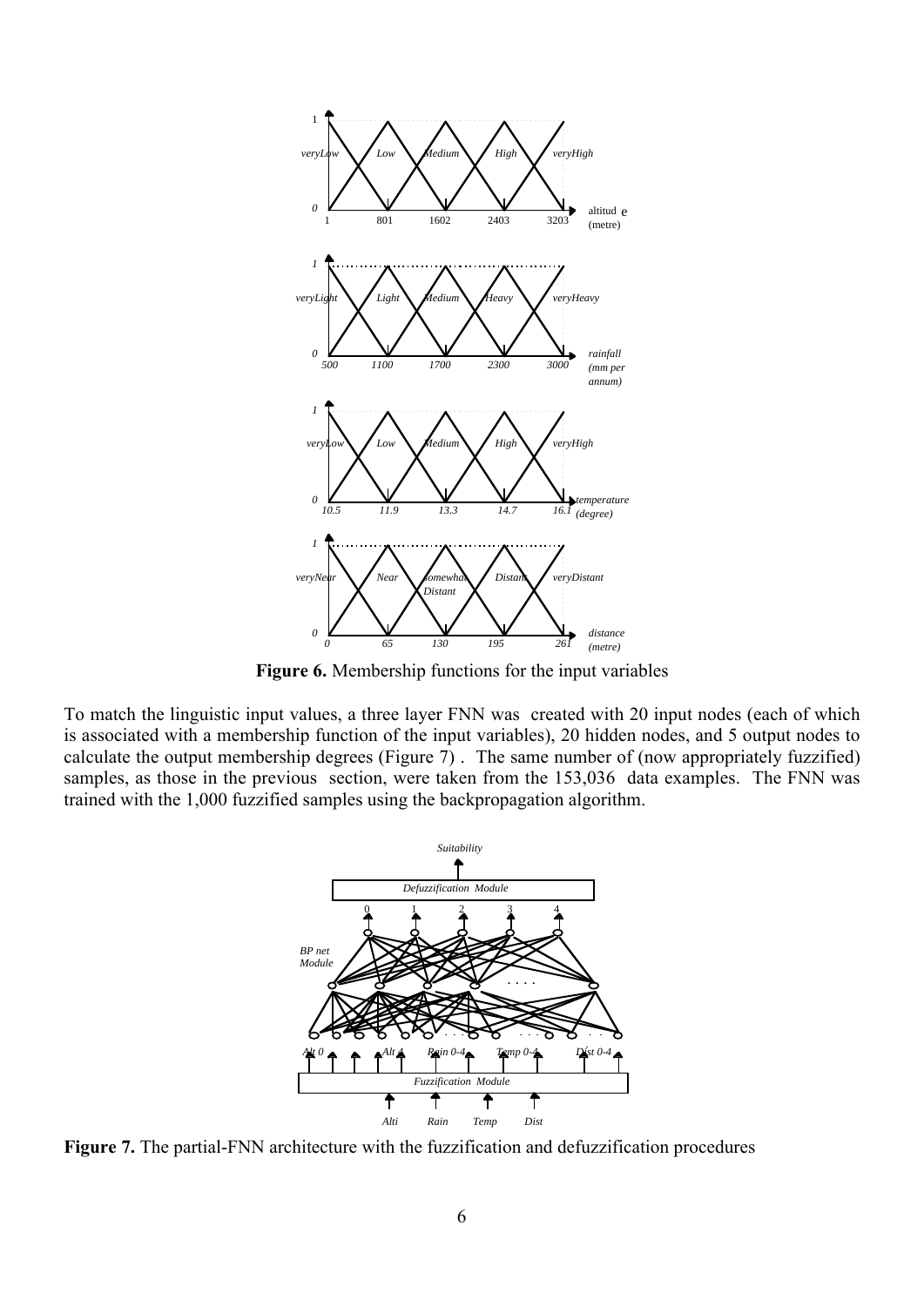**Figure 6.** Membership functions for the input variables

To match the linguistic input values, a three layer FNN was created with 20 input nodes (each of which is associated with a membership function of the input variables), 20 hidden nodes, and 5 output nodes to calculate the output membership degrees (Figure 7). The same number of (now appropriately fuzzified) samples, as those in the previous section, were taken from the 153,036 data examples. The FNN was trained with the 1,000 fuzzified samples using the backpropagation algorithm.

**Figure 7.** The partial-FNN architecture with the fuzzification and defuzzification procedures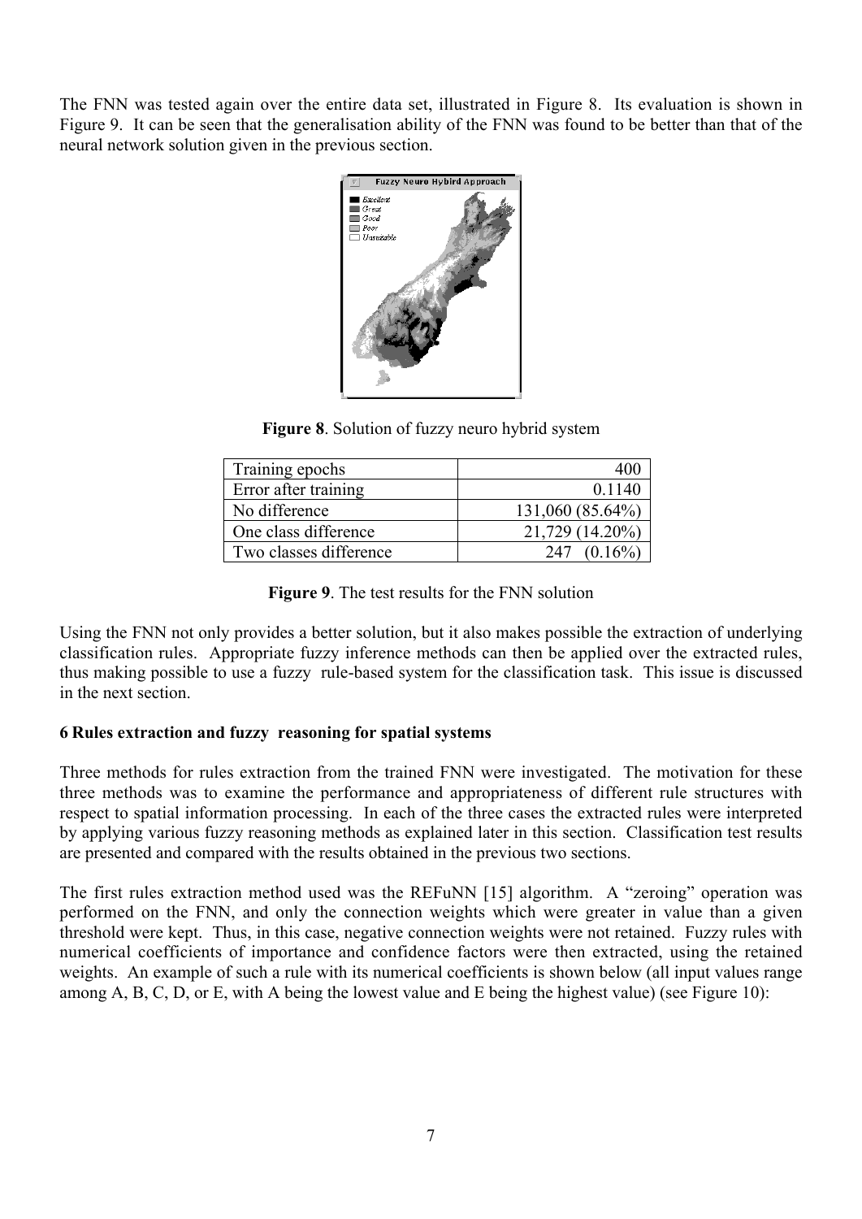The FNN was tested again over the entire data set, illustrated in Figure 8. Its evaluation is shown in Figure 9. It can be seen that the generalisation ability of the FNN was found to be better than that of the neural network solution given in the previous section.

**Figure 8**. Solution of fuzzy neuro hybrid system

| | |
|---|---:|
| Training epochs | 400 |
| Error after training | 0.1140 |
| No difference | 131,060 (85.64%) |
| One class difference | 21,729 (14.20%) |
| Two classes difference | 247 (0.16%) |

**Figure 9**. The test results for the FNN solution

Using the FNN not only provides a better solution, but it also makes possible the extraction of underlying classification rules. Appropriate fuzzy inference methods can then be applied over the extracted rules, thus making possible to use a fuzzy rule-based system for the classification task. This issue is discussed in the next section.

## 6 Rules extraction and fuzzy reasoning for spatial systems

Three methods for rules extraction from the trained FNN were investigated. The motivation for these three methods was to examine the performance and appropriateness of different rule structures with respect to spatial information processing. In each of the three cases the extracted rules were interpreted by applying various fuzzy reasoning methods as explained later in this section. Classification test results are presented and compared with the results obtained in the previous two sections.

The first rules extraction method used was the REFuNN [15] algorithm. A "zeroing" operation was performed on the FNN, and only the connection weights which were greater in value than a given threshold were kept. Thus, in this case, negative connection weights were not retained. Fuzzy rules with numerical coefficients of importance and confidence factors were then extracted, using the retained weights. An example of such a rule with its numerical coefficients is shown below (all input values range among A, B, C, D, or E, with A being the lowest value and E being the highest value) (see Figure 10):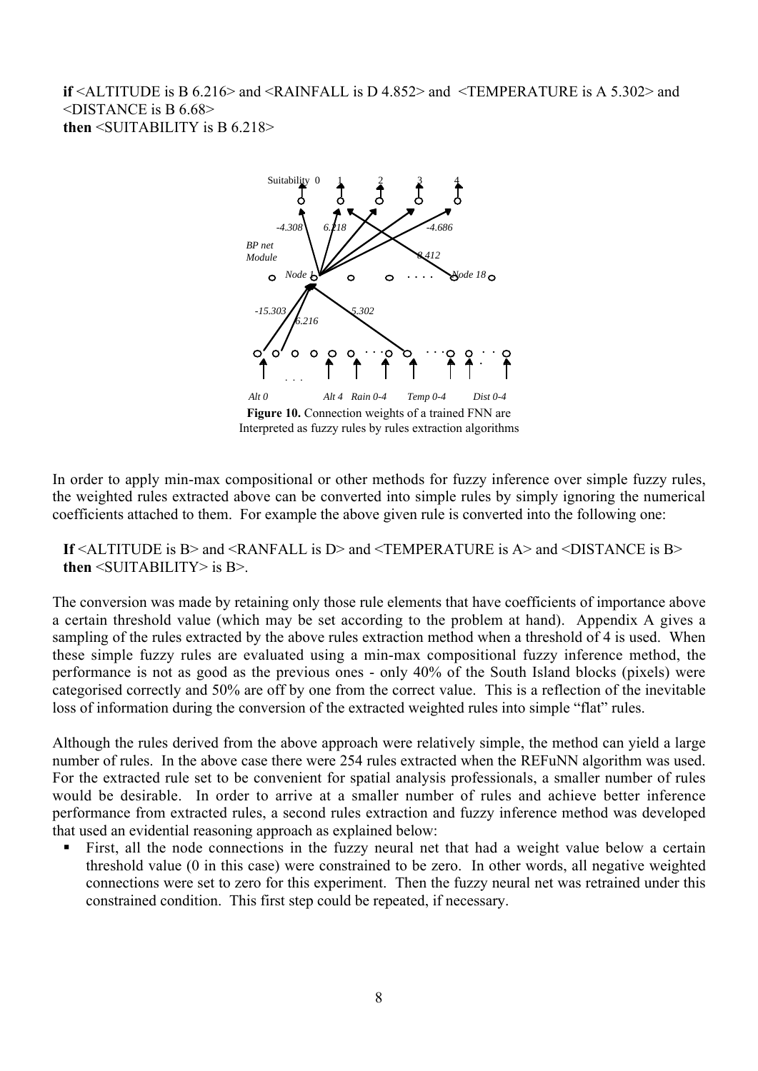**if** <ALTITUDE is B 6.216> and <RAINFALL is D 4.852> and <TEMPERATURE is A 5.302> and <DISTANCE is B 6.68>
**then** <SUITABILITY is B 6.218>

**Figure 10.** Connection weights of a trained FNN are Interpreted as fuzzy rules by rules extraction algorithms

In order to apply min-max compositional or other methods for fuzzy inference over simple fuzzy rules, the weighted rules extracted above can be converted into simple rules by simply ignoring the numerical coefficients attached to them. For example the above given rule is converted into the following one:

**If** <ALTITUDE is B> and <RANFALL is D> and <TEMPERATURE is A> and <DISTANCE is B>
**then** <SUITABILITY> is B>.

The conversion was made by retaining only those rule elements that have coefficients of importance above a certain threshold value (which may be set according to the problem at hand). Appendix A gives a sampling of the rules extracted by the above rules extraction method when a threshold of 4 is used. When these simple fuzzy rules are evaluated using a min-max compositional fuzzy inference method, the performance is not as good as the previous ones - only 40% of the South Island blocks (pixels) were categorised correctly and 50% are off by one from the correct value. This is a reflection of the inevitable loss of information during the conversion of the extracted weighted rules into simple "flat" rules.

Although the rules derived from the above approach were relatively simple, the method can yield a large number of rules. In the above case there were 254 rules extracted when the REFuNN algorithm was used. For the extracted rule set to be convenient for spatial analysis professionals, a smaller number of rules would be desirable. In order to arrive at a smaller number of rules and achieve better inference performance from extracted rules, a second rules extraction and fuzzy inference method was developed that used an evidential reasoning approach as explained below:

- First, all the node connections in the fuzzy neural net that had a weight value below a certain threshold value (0 in this case) were constrained to be zero. In other words, all negative weighted connections were set to zero for this experiment. Then the fuzzy neural net was retrained under this constrained condition. This first step could be repeated, if necessary.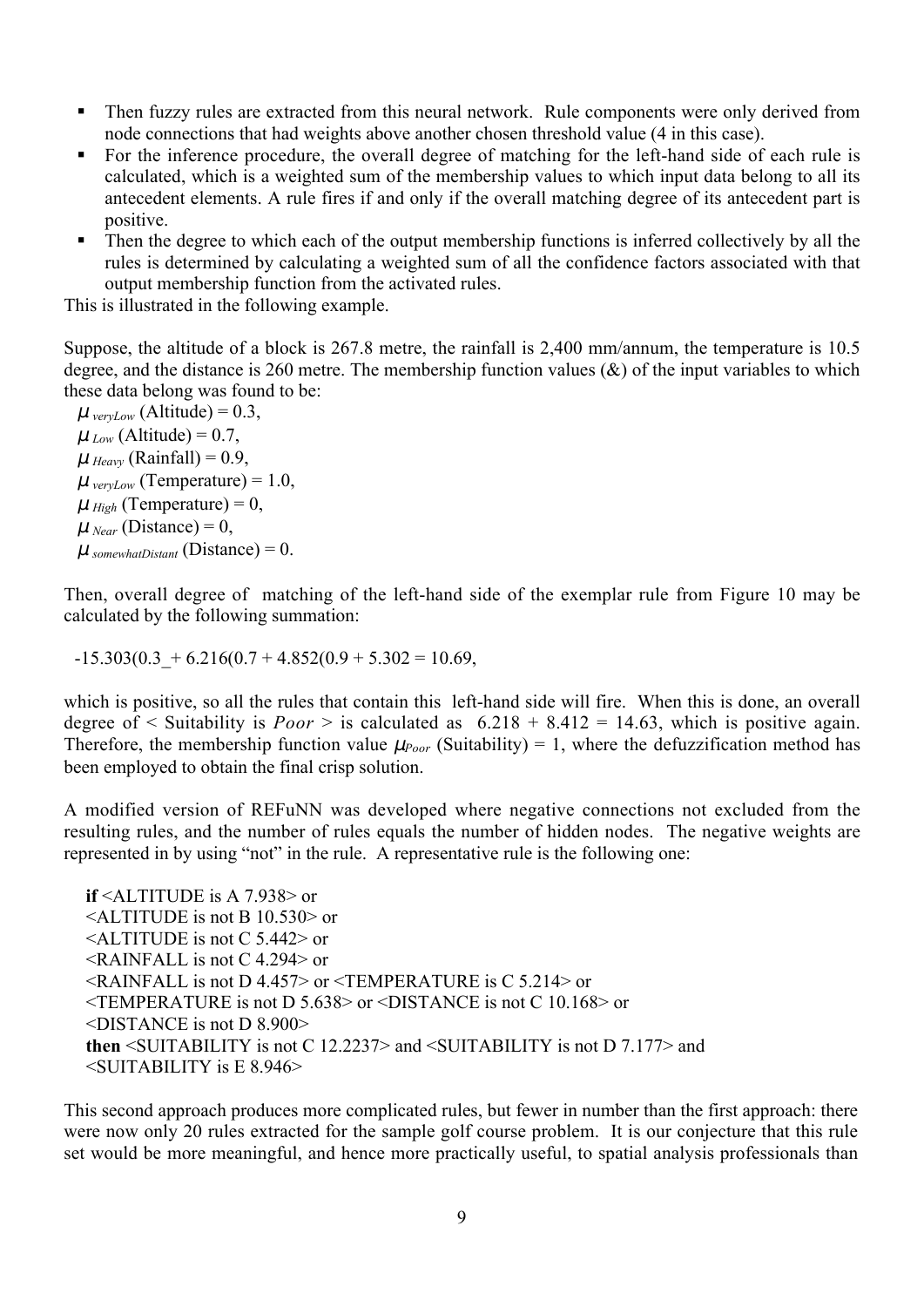- Then fuzzy rules are extracted from this neural network. Rule components were only derived from node connections that had weights above another chosen threshold value (4 in this case).
- For the inference procedure, the overall degree of matching for the left-hand side of each rule is calculated, which is a weighted sum of the membership values to which input data belong to all its antecedent elements. A rule fires if and only if the overall matching degree of its antecedent part is positive.
- Then the degree to which each of the output membership functions is inferred collectively by all the rules is determined by calculating a weighted sum of all the confidence factors associated with that output membership function from the activated rules.

This is illustrated in the following example.

Suppose, the altitude of a block is 267.8 metre, the rainfall is 2,400 mm/annum, the temperature is 10.5 degree, and the distance is 260 metre. The membership function values (&) of the input variables to which these data belong was found to be:

$\mu_{veryLow}$ (Altitude) = 0.3,
$\mu_{Low}$ (Altitude) = 0.7,
$\mu_{Heavy}$ (Rainfall) = 0.9,
$\mu_{veryLow}$ (Temperature) = 1.0,
$\mu_{High}$ (Temperature) = 0,
$\mu_{Near}$ (Distance) = 0,
$\mu_{somewhatDistant}$ (Distance) = 0.

Then, overall degree of matching of the left-hand side of the exemplar rule from Figure 10 may be calculated by the following summation:

-15.303(0.3_+ 6.216(0.7 + 4.852(0.9 + 5.302 = 10.69,

which is positive, so all the rules that contain this left-hand side will fire. When this is done, an overall degree of < Suitability is *Poor* > is calculated as 6.218 + 8.412 = 14.63, which is positive again. Therefore, the membership function value $\mu_{Poor}$ (Suitability) = 1, where the defuzzification method has been employed to obtain the final crisp solution.

A modified version of REFuNN was developed where negative connections not excluded from the resulting rules, and the number of rules equals the number of hidden nodes. The negative weights are represented in by using "not" in the rule. A representative rule is the following one:

**if** <ALTITUDE is A 7.938> or
<ALTITUDE is not B 10.530> or
<ALTITUDE is not C 5.442> or
<RAINFALL is not C 4.294> or
<RAINFALL is not D 4.457> or <TEMPERATURE is C 5.214> or
<TEMPERATURE is not D 5.638> or <DISTANCE is not C 10.168> or
<DISTANCE is not D 8.900>
**then** <SUITABILITY is not C 12.2237> and <SUITABILITY is not D 7.177> and
<SUITABILITY is E 8.946>

This second approach produces more complicated rules, but fewer in number than the first approach: there were now only 20 rules extracted for the sample golf course problem. It is our conjecture that this rule set would be more meaningful, and hence more practically useful, to spatial analysis professionals than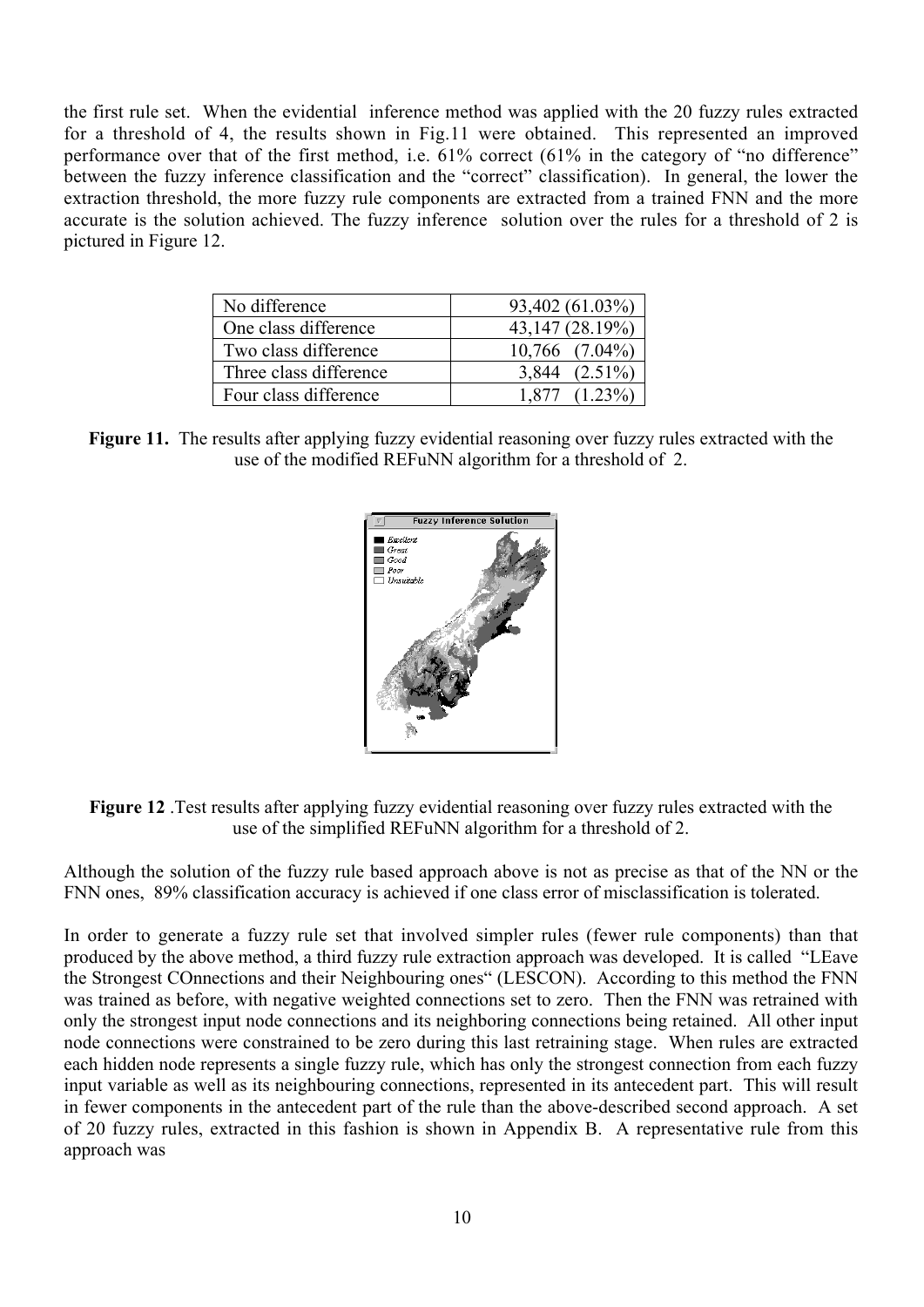the first rule set. When the evidential inference method was applied with the 20 fuzzy rules extracted for a threshold of 4, the results shown in Fig.11 were obtained. This represented an improved performance over that of the first method, i.e. 61% correct (61% in the category of "no difference" between the fuzzy inference classification and the "correct" classification). In general, the lower the extraction threshold, the more fuzzy rule components are extracted from a trained FNN and the more accurate is the solution achieved. The fuzzy inference solution over the rules for a threshold of 2 is pictured in Figure 12.

| | |
|---|---|
| No difference | 93,402 (61.03%) |
| One class difference | 43,147 (28.19%) |
| Two class difference | 10,766 (7.04%) |
| Three class difference | 3,844 (2.51%) |
| Four class difference | 1,877 (1.23%) |

**Figure 11.** The results after applying fuzzy evidential reasoning over fuzzy rules extracted with the use of the modified REFuNN algorithm for a threshold of 2.

**Figure 12** .Test results after applying fuzzy evidential reasoning over fuzzy rules extracted with the use of the simplified REFuNN algorithm for a threshold of 2.

Although the solution of the fuzzy rule based approach above is not as precise as that of the NN or the FNN ones, 89% classification accuracy is achieved if one class error of misclassification is tolerated.

In order to generate a fuzzy rule set that involved simpler rules (fewer rule components) than that produced by the above method, a third fuzzy rule extraction approach was developed. It is called "LEave the Strongest COnnections and their Neighbouring ones" (LESCON). According to this method the FNN was trained as before, with negative weighted connections set to zero. Then the FNN was retrained with only the strongest input node connections and its neighboring connections being retained. All other input node connections were constrained to be zero during this last retraining stage. When rules are extracted each hidden node represents a single fuzzy rule, which has only the strongest connection from each fuzzy input variable as well as its neighbouring connections, represented in its antecedent part. This will result in fewer components in the antecedent part of the rule than the above-described second approach. A set of 20 fuzzy rules, extracted in this fashion is shown in Appendix B. A representative rule from this approach was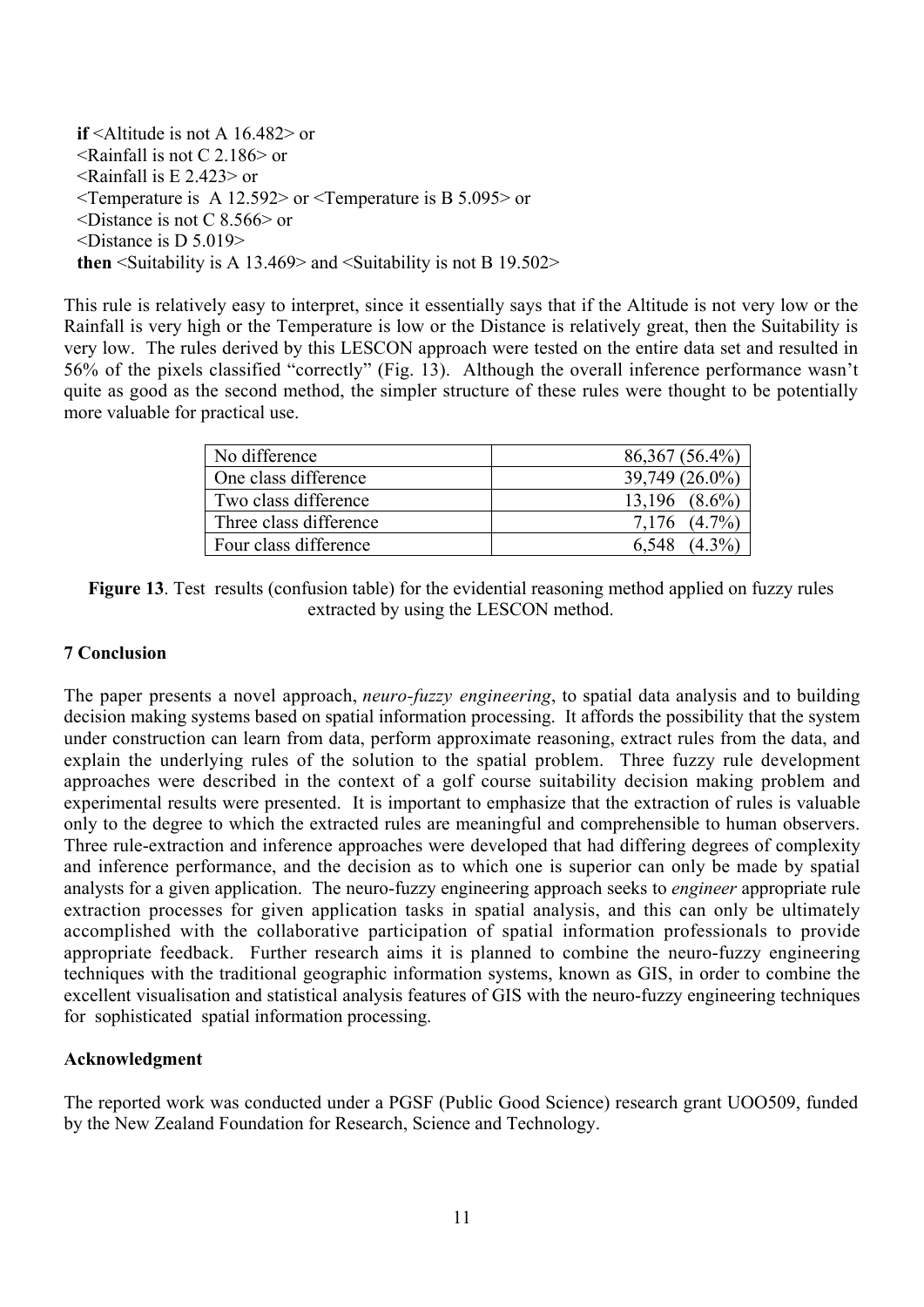**if** <Altitude is not A 16.482> or
<Rainfall is not C 2.186> or
<Rainfall is E 2.423> or
<Temperature is A 12.592> or <Temperature is B 5.095> or
<Distance is not C 8.566> or
<Distance is D 5.019>
**then** <Suitability is A 13.469> and <Suitability is not B 19.502>

This rule is relatively easy to interpret, since it essentially says that if the Altitude is not very low or the Rainfall is very high or the Temperature is low or the Distance is relatively great, then the Suitability is very low. The rules derived by this LESCON approach were tested on the entire data set and resulted in 56% of the pixels classified "correctly" (Fig. 13). Although the overall inference performance wasn't quite as good as the second method, the simpler structure of these rules were thought to be potentially more valuable for practical use.

| | |
|---|---|
| No difference | 86,367 (56.4%) |
| One class difference | 39,749 (26.0%) |
| Two class difference | 13,196 (8.6%) |
| Three class difference | 7,176 (4.7%) |
| Four class difference | 6,548 (4.3%) |

**Figure 13**. Test results (confusion table) for the evidential reasoning method applied on fuzzy rules extracted by using the LESCON method.

## 7 Conclusion

The paper presents a novel approach, *neuro-fuzzy engineering*, to spatial data analysis and to building decision making systems based on spatial information processing. It affords the possibility that the system under construction can learn from data, perform approximate reasoning, extract rules from the data, and explain the underlying rules of the solution to the spatial problem. Three fuzzy rule development approaches were described in the context of a golf course suitability decision making problem and experimental results were presented. It is important to emphasize that the extraction of rules is valuable only to the degree to which the extracted rules are meaningful and comprehensible to human observers. Three rule-extraction and inference approaches were developed that had differing degrees of complexity and inference performance, and the decision as to which one is superior can only be made by spatial analysts for a given application. The neuro-fuzzy engineering approach seeks to *engineer* appropriate rule extraction processes for given application tasks in spatial analysis, and this can only be ultimately accomplished with the collaborative participation of spatial information professionals to provide appropriate feedback. Further research aims it is planned to combine the neuro-fuzzy engineering techniques with the traditional geographic information systems, known as GIS, in order to combine the excellent visualisation and statistical analysis features of GIS with the neuro-fuzzy engineering techniques for sophisticated spatial information processing.

## Acknowledgment

The reported work was conducted under a PGSF (Public Good Science) research grant UOO509, funded by the New Zealand Foundation for Research, Science and Technology.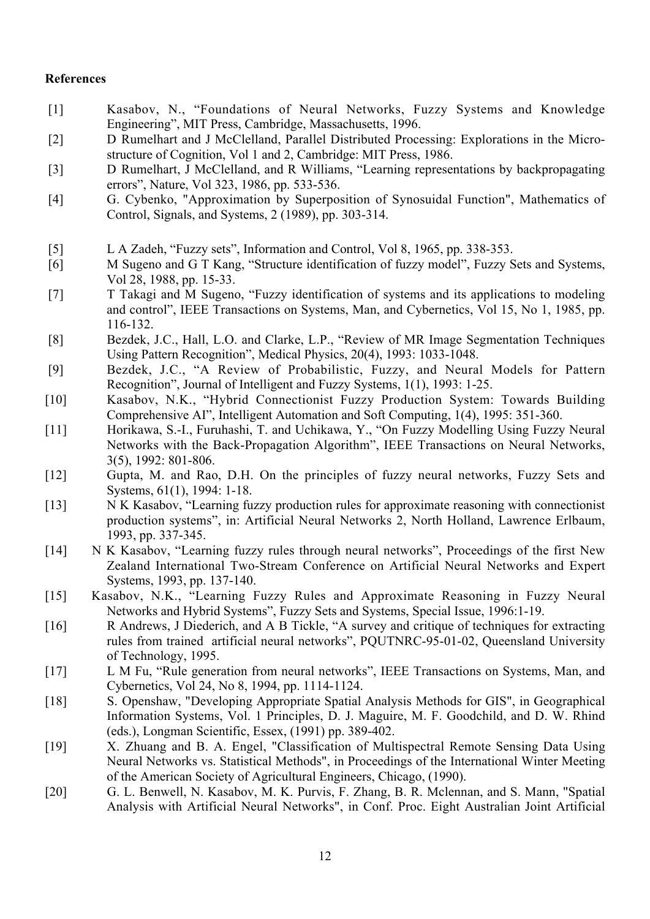**References**

[1] Kasabov, N., "Foundations of Neural Networks, Fuzzy Systems and Knowledge Engineering", MIT Press, Cambridge, Massachusetts, 1996.

[2] D Rumelhart and J McClelland, Parallel Distributed Processing: Explorations in the Micro-structure of Cognition, Vol 1 and 2, Cambridge: MIT Press, 1986.

[3] D Rumelhart, J McClelland, and R Williams, "Learning representations by backpropagating errors", Nature, Vol 323, 1986, pp. 533-536.

[4] G. Cybenko, "Approximation by Superposition of Synosuidal Function", Mathematics of Control, Signals, and Systems, 2 (1989), pp. 303-314.

[5] L A Zadeh, "Fuzzy sets", Information and Control, Vol 8, 1965, pp. 338-353.

[6] M Sugeno and G T Kang, "Structure identification of fuzzy model", Fuzzy Sets and Systems, Vol 28, 1988, pp. 15-33.

[7] T Takagi and M Sugeno, "Fuzzy identification of systems and its applications to modeling and control", IEEE Transactions on Systems, Man, and Cybernetics, Vol 15, No 1, 1985, pp. 116-132.

[8] Bezdek, J.C., Hall, L.O. and Clarke, L.P., "Review of MR Image Segmentation Techniques Using Pattern Recognition", Medical Physics, 20(4), 1993: 1033-1048.

[9] Bezdek, J.C., "A Review of Probabilistic, Fuzzy, and Neural Models for Pattern Recognition", Journal of Intelligent and Fuzzy Systems, 1(1), 1993: 1-25.

[10] Kasabov, N.K., "Hybrid Connectionist Fuzzy Production System: Towards Building Comprehensive AI", Intelligent Automation and Soft Computing, 1(4), 1995: 351-360.

[11] Horikawa, S.-I., Furuhashi, T. and Uchikawa, Y., "On Fuzzy Modelling Using Fuzzy Neural Networks with the Back-Propagation Algorithm", IEEE Transactions on Neural Networks, 3(5), 1992: 801-806.

[12] Gupta, M. and Rao, D.H. On the principles of fuzzy neural networks, Fuzzy Sets and Systems, 61(1), 1994: 1-18.

[13] N K Kasabov, "Learning fuzzy production rules for approximate reasoning with connectionist production systems", in: Artificial Neural Networks 2, North Holland, Lawrence Erlbaum, 1993, pp. 337-345.

[14] N K Kasabov, "Learning fuzzy rules through neural networks", Proceedings of the first New Zealand International Two-Stream Conference on Artificial Neural Networks and Expert Systems, 1993, pp. 137-140.

[15] Kasabov, N.K., "Learning Fuzzy Rules and Approximate Reasoning in Fuzzy Neural Networks and Hybrid Systems", Fuzzy Sets and Systems, Special Issue, 1996:1-19.

[16] R Andrews, J Diederich, and A B Tickle, "A survey and critique of techniques for extracting rules from trained artificial neural networks", PQUTNRC-95-01-02, Queensland University of Technology, 1995.

[17] L M Fu, "Rule generation from neural networks", IEEE Transactions on Systems, Man, and Cybernetics, Vol 24, No 8, 1994, pp. 1114-1124.

[18] S. Openshaw, "Developing Appropriate Spatial Analysis Methods for GIS", in Geographical Information Systems, Vol. 1 Principles, D. J. Maguire, M. F. Goodchild, and D. W. Rhind (eds.), Longman Scientific, Essex, (1991) pp. 389-402.

[19] X. Zhuang and B. A. Engel, "Classification of Multispectral Remote Sensing Data Using Neural Networks vs. Statistical Methods", in Proceedings of the International Winter Meeting of the American Society of Agricultural Engineers, Chicago, (1990).

[20] G. L. Benwell, N. Kasabov, M. K. Purvis, F. Zhang, B. R. Mclennan, and S. Mann, "Spatial Analysis with Artificial Neural Networks", in Conf. Proc. Eight Australian Joint Artificial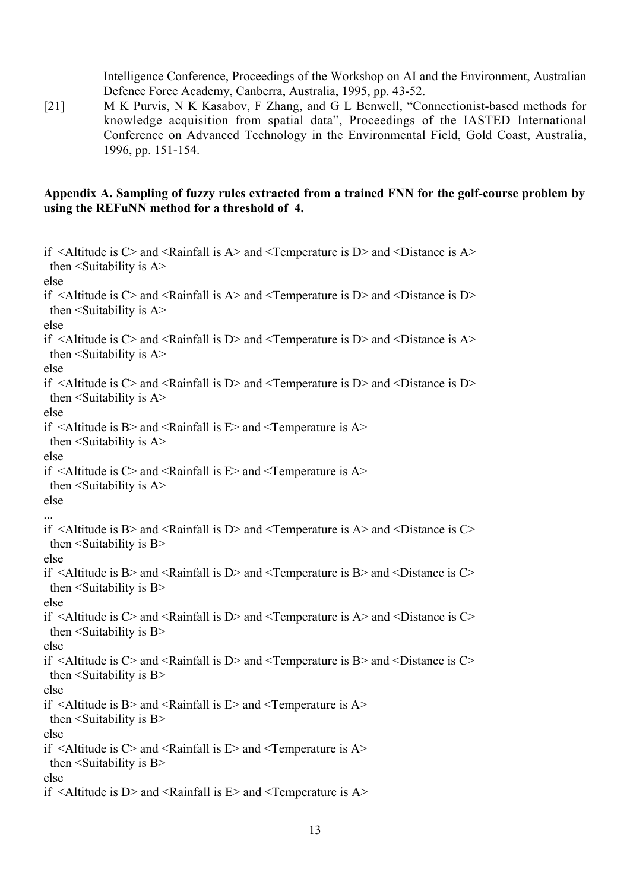Intelligence Conference, Proceedings of the Workshop on AI and the Environment, Australian Defence Force Academy, Canberra, Australia, 1995, pp. 43-52.

[21] M K Purvis, N K Kasabov, F Zhang, and G L Benwell, "Connectionist-based methods for knowledge acquisition from spatial data", Proceedings of the IASTED International Conference on Advanced Technology in the Environmental Field, Gold Coast, Australia, 1996, pp. 151-154.

**Appendix A. Sampling of fuzzy rules extracted from a trained FNN for the golf-course problem by using the REFuNN method for a threshold of 4.**

```
if <Altitude is C> and <Rainfall is A> and <Temperature is D> and <Distance is A>
  then <Suitability is A>
else
if <Altitude is C> and <Rainfall is A> and <Temperature is D> and <Distance is D>
  then <Suitability is A>
else
if <Altitude is C> and <Rainfall is D> and <Temperature is D> and <Distance is A>
  then <Suitability is A>
else
if <Altitude is C> and <Rainfall is D> and <Temperature is D> and <Distance is D>
  then <Suitability is A>
else
if <Altitude is B> and <Rainfall is E> and <Temperature is A>
  then <Suitability is A>
else
if <Altitude is C> and <Rainfall is E> and <Temperature is A>
  then <Suitability is A>
else
...
if <Altitude is B> and <Rainfall is D> and <Temperature is A> and <Distance is C>
  then <Suitability is B>
else
if <Altitude is B> and <Rainfall is D> and <Temperature is B> and <Distance is C>
  then <Suitability is B>
else
if <Altitude is C> and <Rainfall is D> and <Temperature is A> and <Distance is C>
  then <Suitability is B>
else
if <Altitude is C> and <Rainfall is D> and <Temperature is B> and <Distance is C>
  then <Suitability is B>
else
if <Altitude is B> and <Rainfall is E> and <Temperature is A>
  then <Suitability is B>
else
if <Altitude is C> and <Rainfall is E> and <Temperature is A>
  then <Suitability is B>
else
if <Altitude is D> and <Rainfall is E> and <Temperature is A>
```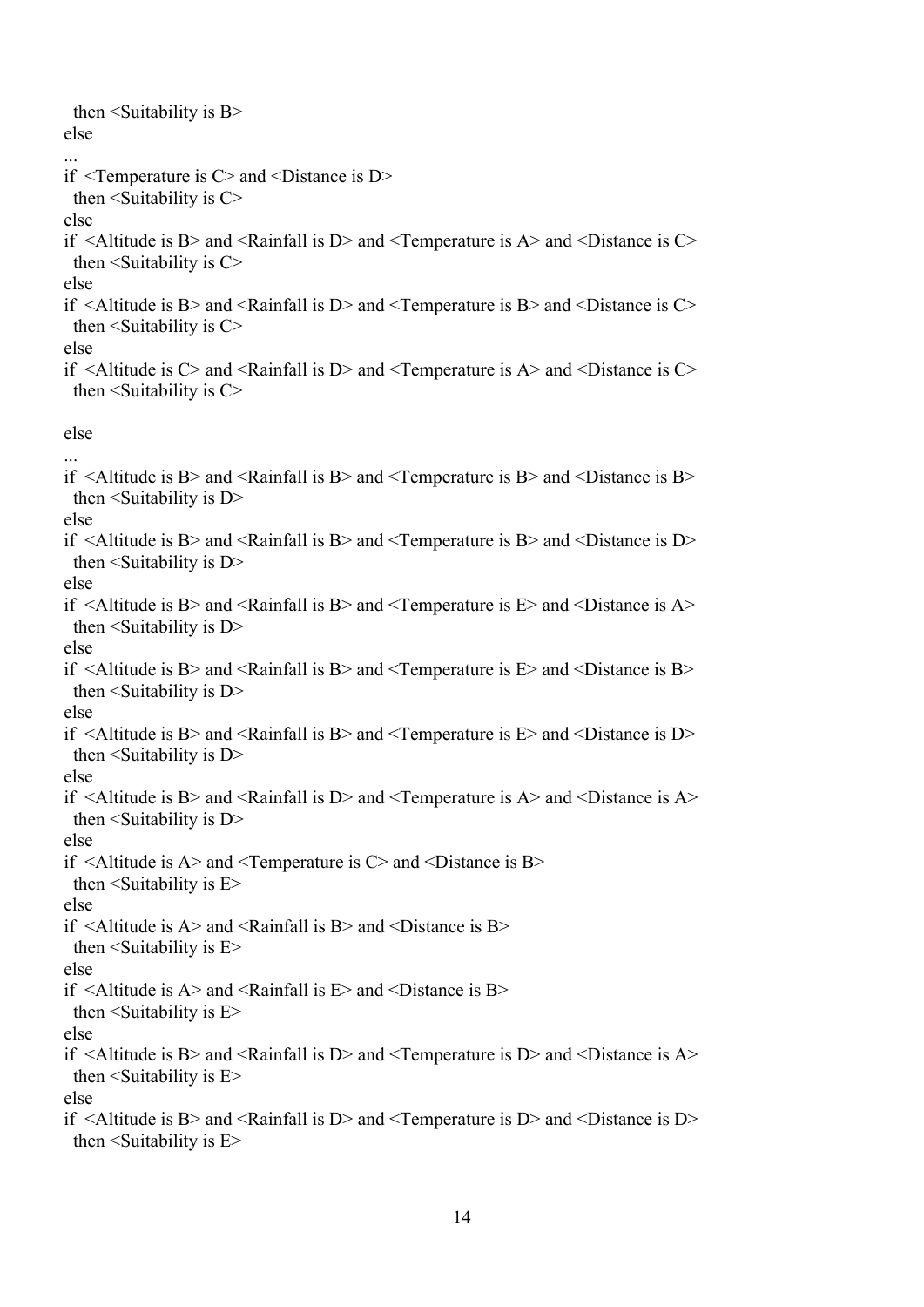```
  then <Suitability is B>
else
...
if  <Temperature is C> and <Distance is D>
  then <Suitability is C>
else
if  <Altitude is B> and <Rainfall is D> and <Temperature is A> and <Distance is C>
  then <Suitability is C>
else
if  <Altitude is B> and <Rainfall is D> and <Temperature is B> and <Distance is C>
  then <Suitability is C>
else
if  <Altitude is C> and <Rainfall is D> and <Temperature is A> and <Distance is C>
  then <Suitability is C>

else
...
if  <Altitude is B> and <Rainfall is B> and <Temperature is B> and <Distance is B>
  then <Suitability is D>
else
if  <Altitude is B> and <Rainfall is B> and <Temperature is B> and <Distance is D>
  then <Suitability is D>
else
if  <Altitude is B> and <Rainfall is B> and <Temperature is E> and <Distance is A>
  then <Suitability is D>
else
if  <Altitude is B> and <Rainfall is B> and <Temperature is E> and <Distance is B>
  then <Suitability is D>
else
if  <Altitude is B> and <Rainfall is B> and <Temperature is E> and <Distance is D>
  then <Suitability is D>
else
if  <Altitude is B> and <Rainfall is D> and <Temperature is A> and <Distance is A>
  then <Suitability is D>
else
if  <Altitude is A> and <Temperature is C> and <Distance is B>
  then <Suitability is E>
else
if  <Altitude is A> and <Rainfall is B> and <Distance is B>
  then <Suitability is E>
else
if  <Altitude is A> and <Rainfall is E> and <Distance is B>
  then <Suitability is E>
else
if  <Altitude is B> and <Rainfall is D> and <Temperature is D> and <Distance is A>
  then <Suitability is E>
else
if  <Altitude is B> and <Rainfall is D> and <Temperature is D> and <Distance is D>
  then <Suitability is E>
```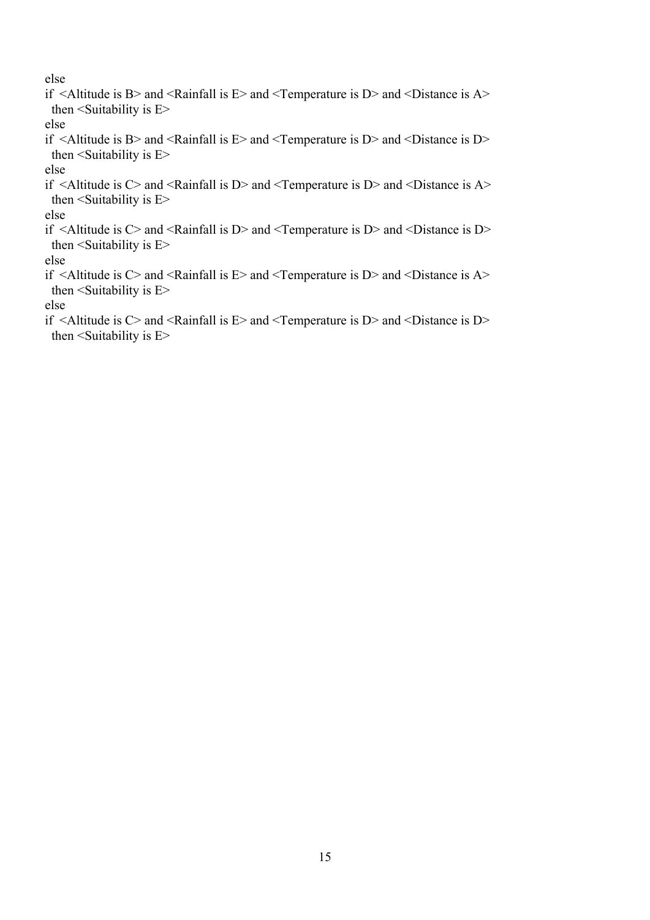else
if <Altitude is B> and <Rainfall is E> and <Temperature is D> and <Distance is A>
 then <Suitability is E>
else
if <Altitude is B> and <Rainfall is E> and <Temperature is D> and <Distance is D>
 then <Suitability is E>
else
if <Altitude is C> and <Rainfall is D> and <Temperature is D> and <Distance is A>
 then <Suitability is E>
else
if <Altitude is C> and <Rainfall is D> and <Temperature is D> and <Distance is D>
 then <Suitability is E>
else
if <Altitude is C> and <Rainfall is E> and <Temperature is D> and <Distance is A>
 then <Suitability is E>
else
if <Altitude is C> and <Rainfall is E> and <Temperature is D> and <Distance is D>
 then <Suitability is E>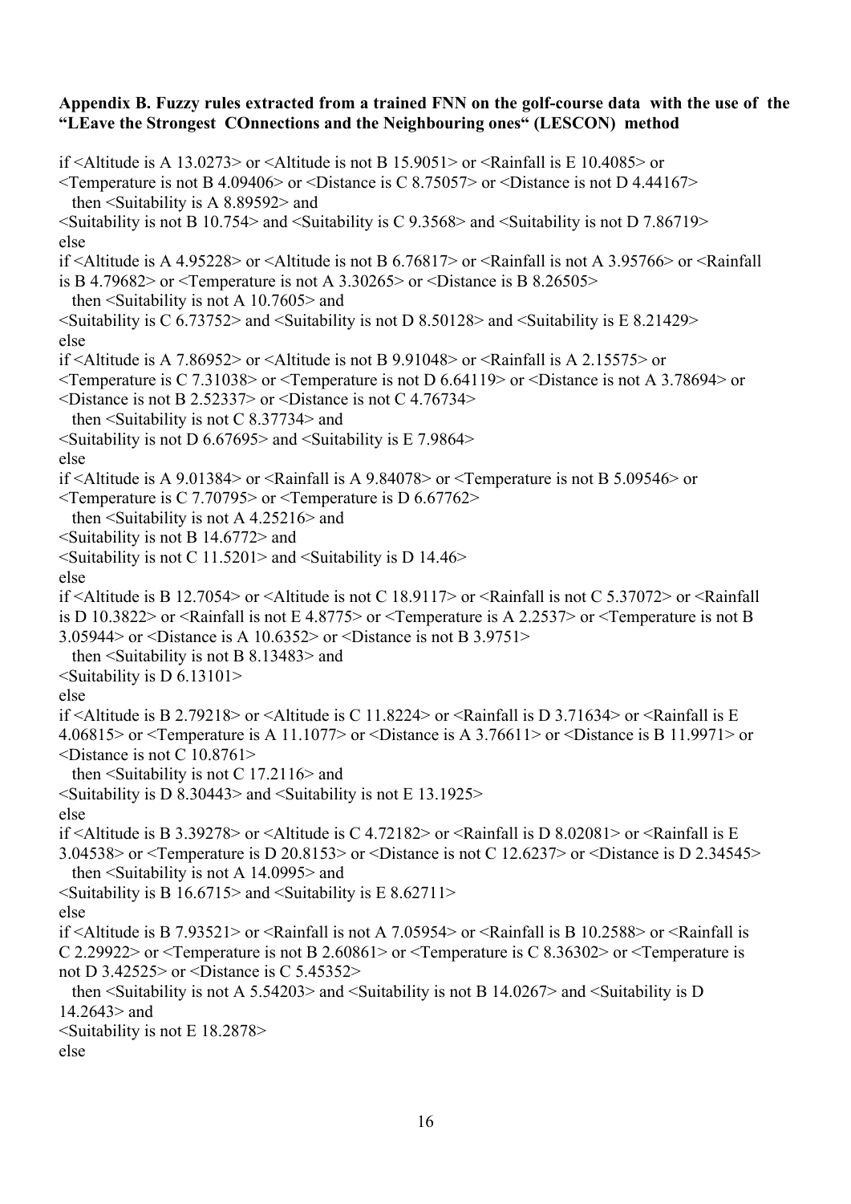**Appendix B. Fuzzy rules extracted from a trained FNN on the golf-course data with the use of the "LEave the Strongest COnnections and the Neighbouring ones" (LESCON) method**

if <Altitude is A 13.0273> or <Altitude is not B 15.9051> or <Rainfall is E 10.4085> or <Temperature is not B 4.09406> or <Distance is C 8.75057> or <Distance is not D 4.44167>
  then <Suitability is A 8.89592> and
<Suitability is not B 10.754> and <Suitability is C 9.3568> and <Suitability is not D 7.86719>
else
if <Altitude is A 4.95228> or <Altitude is not B 6.76817> or <Rainfall is not A 3.95766> or <Rainfall is B 4.79682> or <Temperature is not A 3.30265> or <Distance is B 8.26505>
  then <Suitability is not A 10.7605> and
<Suitability is C 6.73752> and <Suitability is not D 8.50128> and <Suitability is E 8.21429>
else
if <Altitude is A 7.86952> or <Altitude is not B 9.91048> or <Rainfall is A 2.15575> or <Temperature is C 7.31038> or <Temperature is not D 6.64119> or <Distance is not A 3.78694> or <Distance is not B 2.52337> or <Distance is not C 4.76734>
  then <Suitability is not C 8.37734> and
<Suitability is not D 6.67695> and <Suitability is E 7.9864>
else
if <Altitude is A 9.01384> or <Rainfall is A 9.84078> or <Temperature is not B 5.09546> or <Temperature is C 7.70795> or <Temperature is D 6.67762>
  then <Suitability is not A 4.25216> and
<Suitability is not B 14.6772> and
<Suitability is not C 11.5201> and <Suitability is D 14.46>
else
if <Altitude is B 12.7054> or <Altitude is not C 18.9117> or <Rainfall is not C 5.37072> or <Rainfall is D 10.3822> or <Rainfall is not E 4.8775> or <Temperature is A 2.2537> or <Temperature is not B 3.05944> or <Distance is A 10.6352> or <Distance is not B 3.9751>
  then <Suitability is not B 8.13483> and
<Suitability is D 6.13101>
else
if <Altitude is B 2.79218> or <Altitude is C 11.8224> or <Rainfall is D 3.71634> or <Rainfall is E 4.06815> or <Temperature is A 11.1077> or <Distance is A 3.76611> or <Distance is B 11.9971> or <Distance is not C 10.8761>
  then <Suitability is not C 17.2116> and
<Suitability is D 8.30443> and <Suitability is not E 13.1925>
else
if <Altitude is B 3.39278> or <Altitude is C 4.72182> or <Rainfall is D 8.02081> or <Rainfall is E 3.04538> or <Temperature is D 20.8153> or <Distance is not C 12.6237> or <Distance is D 2.34545>
  then <Suitability is not A 14.0995> and
<Suitability is B 16.6715> and <Suitability is E 8.62711>
else
if <Altitude is B 7.93521> or <Rainfall is not A 7.05954> or <Rainfall is B 10.2588> or <Rainfall is C 2.29922> or <Temperature is not B 2.60861> or <Temperature is C 8.36302> or <Temperature is not D 3.42525> or <Distance is C 5.45352>
  then <Suitability is not A 5.54203> and <Suitability is not B 14.0267> and <Suitability is D 14.2643> and
<Suitability is not E 18.2878>
else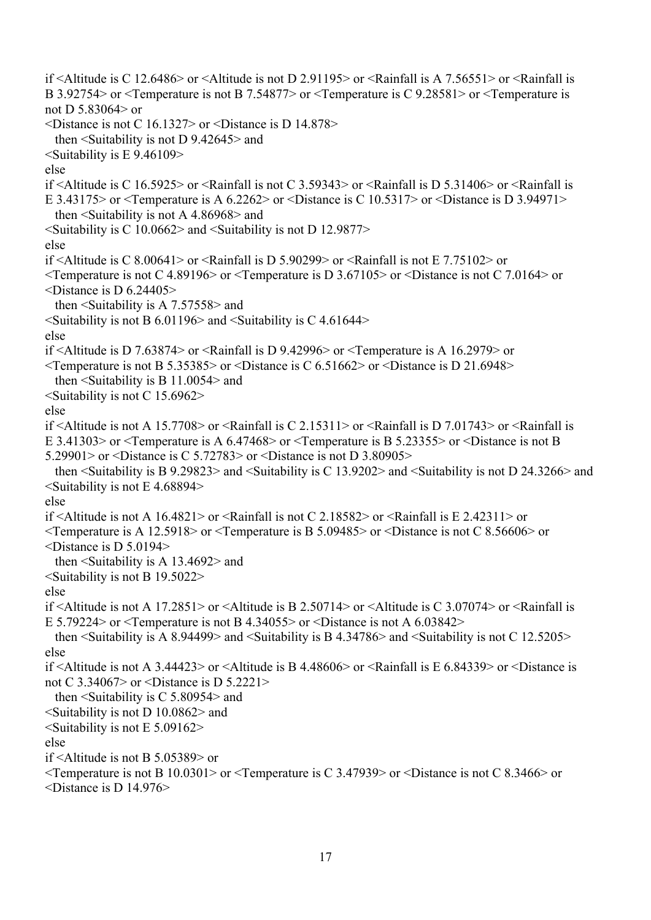if <Altitude is C 12.6486> or <Altitude is not D 2.91195> or <Rainfall is A 7.56551> or <Rainfall is B 3.92754> or <Temperature is not B 7.54877> or <Temperature is C 9.28581> or <Temperature is not D 5.83064> or
<Distance is not C 16.1327> or <Distance is D 14.878>
  then <Suitability is not D 9.42645> and
<Suitability is E 9.46109>
else
if <Altitude is C 16.5925> or <Rainfall is not C 3.59343> or <Rainfall is D 5.31406> or <Rainfall is E 3.43175> or <Temperature is A 6.2262> or <Distance is C 10.5317> or <Distance is D 3.94971>
  then <Suitability is not A 4.86968> and
<Suitability is C 10.0662> and <Suitability is not D 12.9877>
else
if <Altitude is C 8.00641> or <Rainfall is D 5.90299> or <Rainfall is not E 7.75102> or
<Temperature is not C 4.89196> or <Temperature is D 3.67105> or <Distance is not C 7.0164> or
<Distance is D 6.24405>
  then <Suitability is A 7.57558> and
<Suitability is not B 6.01196> and <Suitability is C 4.61644>
else
if <Altitude is D 7.63874> or <Rainfall is D 9.42996> or <Temperature is A 16.2979> or
<Temperature is not B 5.35385> or <Distance is C 6.51662> or <Distance is D 21.6948>
  then <Suitability is B 11.0054> and
<Suitability is not C 15.6962>
else
if <Altitude is not A 15.7708> or <Rainfall is C 2.15311> or <Rainfall is D 7.01743> or <Rainfall is E 3.41303> or <Temperature is A 6.47468> or <Temperature is B 5.23355> or <Distance is not B 5.29901> or <Distance is C 5.72783> or <Distance is not D 3.80905>
  then <Suitability is B 9.29823> and <Suitability is C 13.9202> and <Suitability is not D 24.3266> and
<Suitability is not E 4.68894>
else
if <Altitude is not A 16.4821> or <Rainfall is not C 2.18582> or <Rainfall is E 2.42311> or
<Temperature is A 12.5918> or <Temperature is B 5.09485> or <Distance is not C 8.56606> or
<Distance is D 5.0194>
  then <Suitability is A 13.4692> and
<Suitability is not B 19.5022>
else
if <Altitude is not A 17.2851> or <Altitude is B 2.50714> or <Altitude is C 3.07074> or <Rainfall is E 5.79224> or <Temperature is not B 4.34055> or <Distance is not A 6.03842>
  then <Suitability is A 8.94499> and <Suitability is B 4.34786> and <Suitability is not C 12.5205>
else
if <Altitude is not A 3.44423> or <Altitude is B 4.48606> or <Rainfall is E 6.84339> or <Distance is not C 3.34067> or <Distance is D 5.2221>
  then <Suitability is C 5.80954> and
<Suitability is not D 10.0862> and
<Suitability is not E 5.09162>
else
if <Altitude is not B 5.05389> or
<Temperature is not B 10.0301> or <Temperature is C 3.47939> or <Distance is not C 8.3466> or
<Distance is D 14.976>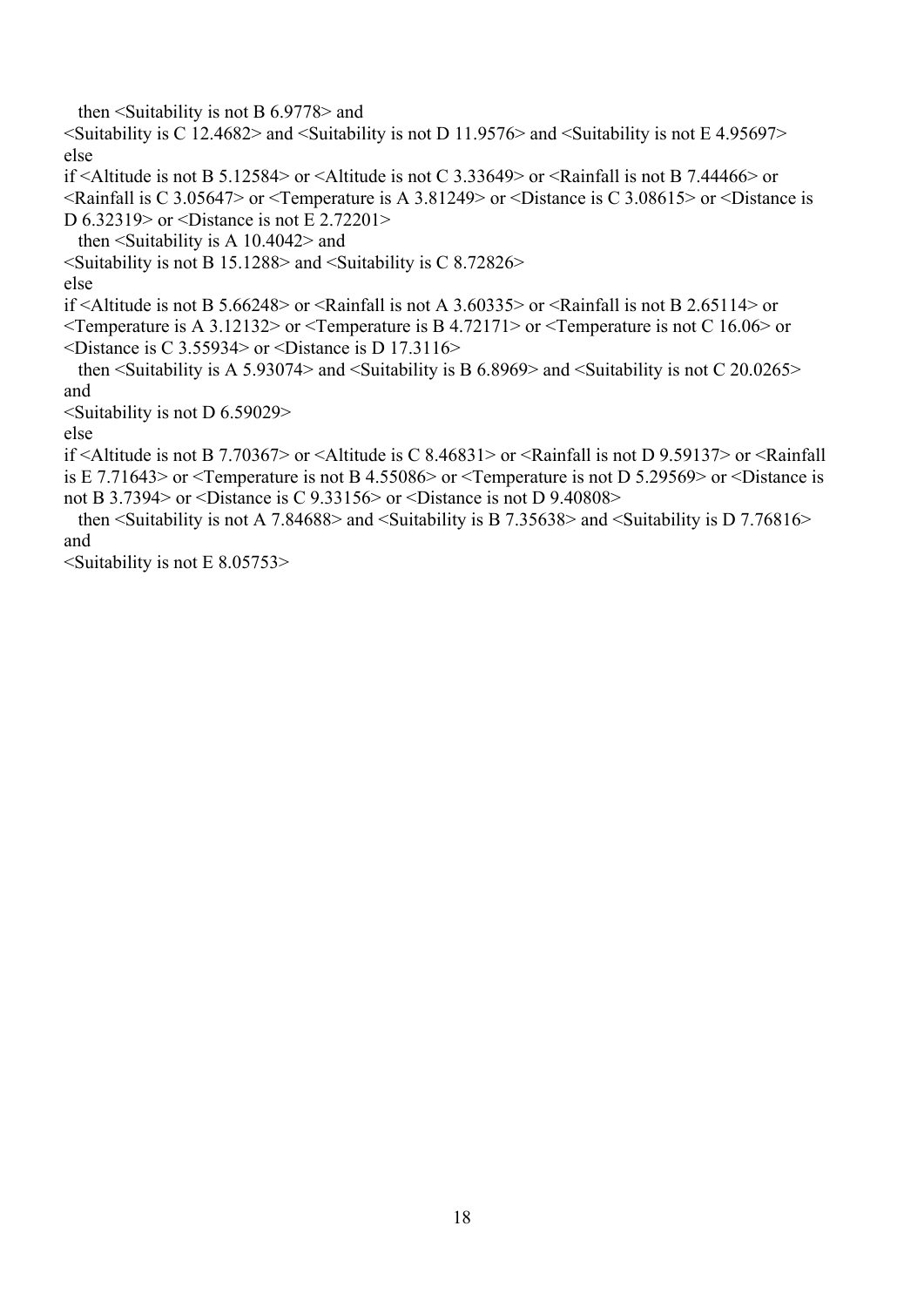then <Suitability is not B 6.9778> and
<Suitability is C 12.4682> and <Suitability is not D 11.9576> and <Suitability is not E 4.95697>
else
if <Altitude is not B 5.12584> or <Altitude is not C 3.33649> or <Rainfall is not B 7.44466> or <Rainfall is C 3.05647> or <Temperature is A 3.81249> or <Distance is C 3.08615> or <Distance is D 6.32319> or <Distance is not E 2.72201>
then <Suitability is A 10.4042> and
<Suitability is not B 15.1288> and <Suitability is C 8.72826>
else
if <Altitude is not B 5.66248> or <Rainfall is not A 3.60335> or <Rainfall is not B 2.65114> or <Temperature is A 3.12132> or <Temperature is B 4.72171> or <Temperature is not C 16.06> or <Distance is C 3.55934> or <Distance is D 17.3116>
then <Suitability is A 5.93074> and <Suitability is B 6.8969> and <Suitability is not C 20.0265> and
<Suitability is not D 6.59029>
else
if <Altitude is not B 7.70367> or <Altitude is C 8.46831> or <Rainfall is not D 9.59137> or <Rainfall is E 7.71643> or <Temperature is not B 4.55086> or <Temperature is not D 5.29569> or <Distance is not B 3.7394> or <Distance is C 9.33156> or <Distance is not D 9.40808>
then <Suitability is not A 7.84688> and <Suitability is B 7.35638> and <Suitability is D 7.76816> and
<Suitability is not E 8.05753>